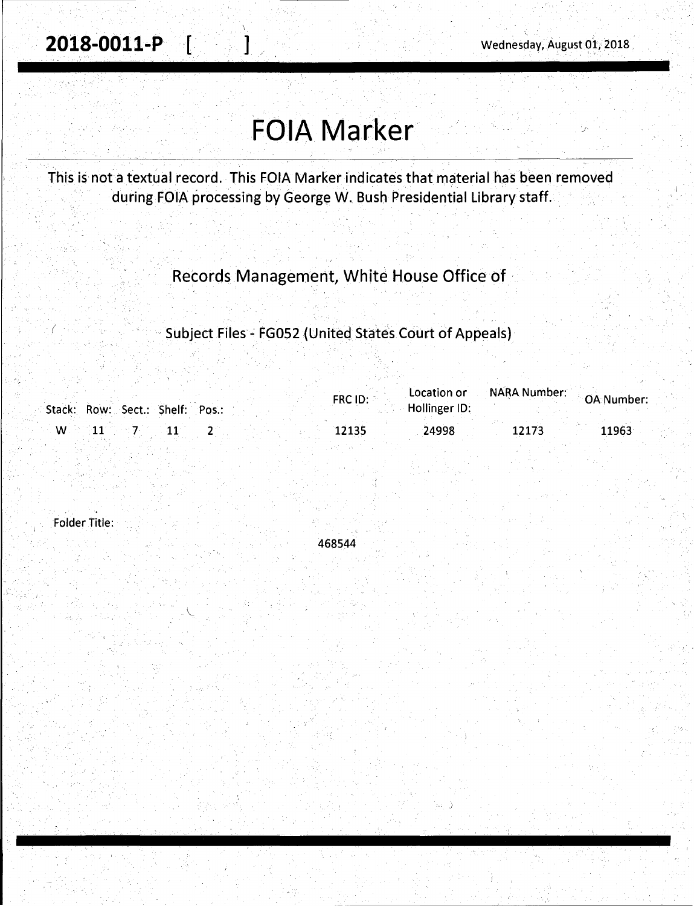**2018-0011-P [ ]** Wednesday, August 01, 2018

# FOIA Marker

This is not a textual record. This FOIA Marker indicates that material has been removed during FOIA processing by George W. Bush Presidential Library staff.

Records Management, White House Office of

Subject Files - FG052 (United States Court of Appeals)

| Stack: | Row: | Sect.: | Shelf: | Pos.: | FRC ID: | Location or Hollinger ID: | NARA Number: | OA Number: |
|---|---|---|---|---|---|---|---|---|
| W | 11 | 7 | 11 | 2 | 12135 | 24998 | 12173 | 11963 |

Folder Title:

468544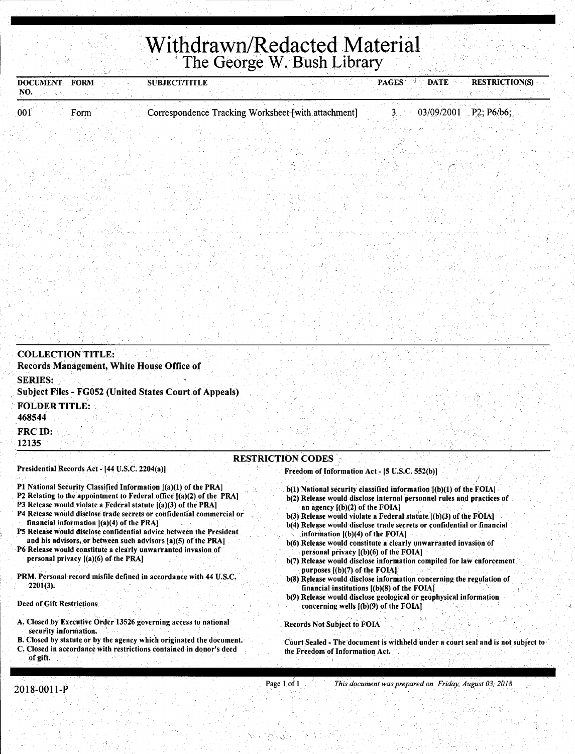# Withdrawn/Redacted Material

## The George W. Bush Library

| DOCUMENT NO. | FORM | SUBJECT/TITLE | PAGES | DATE | RESTRICTION(S) |
|---|---|---|---|---|---|
| 001 | Form | Correspondence Tracking Worksheet [with attachment] | 3 | 03/09/2001 | P2; P6/b6; |

**COLLECTION TITLE:**
Records Management, White House Office of

**SERIES:**
Subject Files - FG052 (United States Court of Appeals)

**FOLDER TITLE:**
468544

**FRC ID:**
12135

### RESTRICTION CODES

**Presidential Records Act - [44 U.S.C. 2204(a)]**

P1 National Security Classified Information [(a)(1) of the PRA]
P2 Relating to the appointment to Federal office [(a)(2) of the PRA]
P3 Release would violate a Federal statute [(a)(3) of the PRA]
P4 Release would disclose trade secrets or confidential commercial or financial information [(a)(4) of the PRA]
P5 Release would disclose confidential advice between the President and his advisors, or between such advisors [a)(5) of the PRA]
P6 Release would constitute a clearly unwarranted invasion of personal privacy [(a)(6) of the PRA]

PRM. Personal record misfile defined in accordance with 44 U.S.C. 2201(3).

Deed of Gift Restrictions

A. Closed by Executive Order 13526 governing access to national security information.
B. Closed by statute or by the agency which originated the document.
C. Closed in accordance with restrictions contained in donor's deed of gift.

**Freedom of Information Act - [5 U.S.C. 552(b)]**

b(1) National security classified information [(b)(1) of the FOIA]
b(2) Release would disclose internal personnel rules and practices of an agency [(b)(2) of the FOIA]
b(3) Release would violate a Federal statute [(b)(3) of the FOIA]
b(4) Release would disclose trade secrets or confidential or financial information [(b)(4) of the FOIA]
b(6) Release would constitute a clearly unwarranted invasion of personal privacy [(b)(6) of the FOIA]
b(7) Release would disclose information compiled for law enforcement purposes [(b)(7) of the FOIA]
b(8) Release would disclose information concerning the regulation of financial institutions [(b)(8) of the FOIA]
b(9) Release would disclose geological or geophysical information concerning wells [(b)(9) of the FOIA]

Records Not Subject to FOIA

Court Sealed - The document is withheld under a court seal and is not subject to the Freedom of Information Act.

2018-0011-P

*This document was prepared on Friday, August 03, 2018*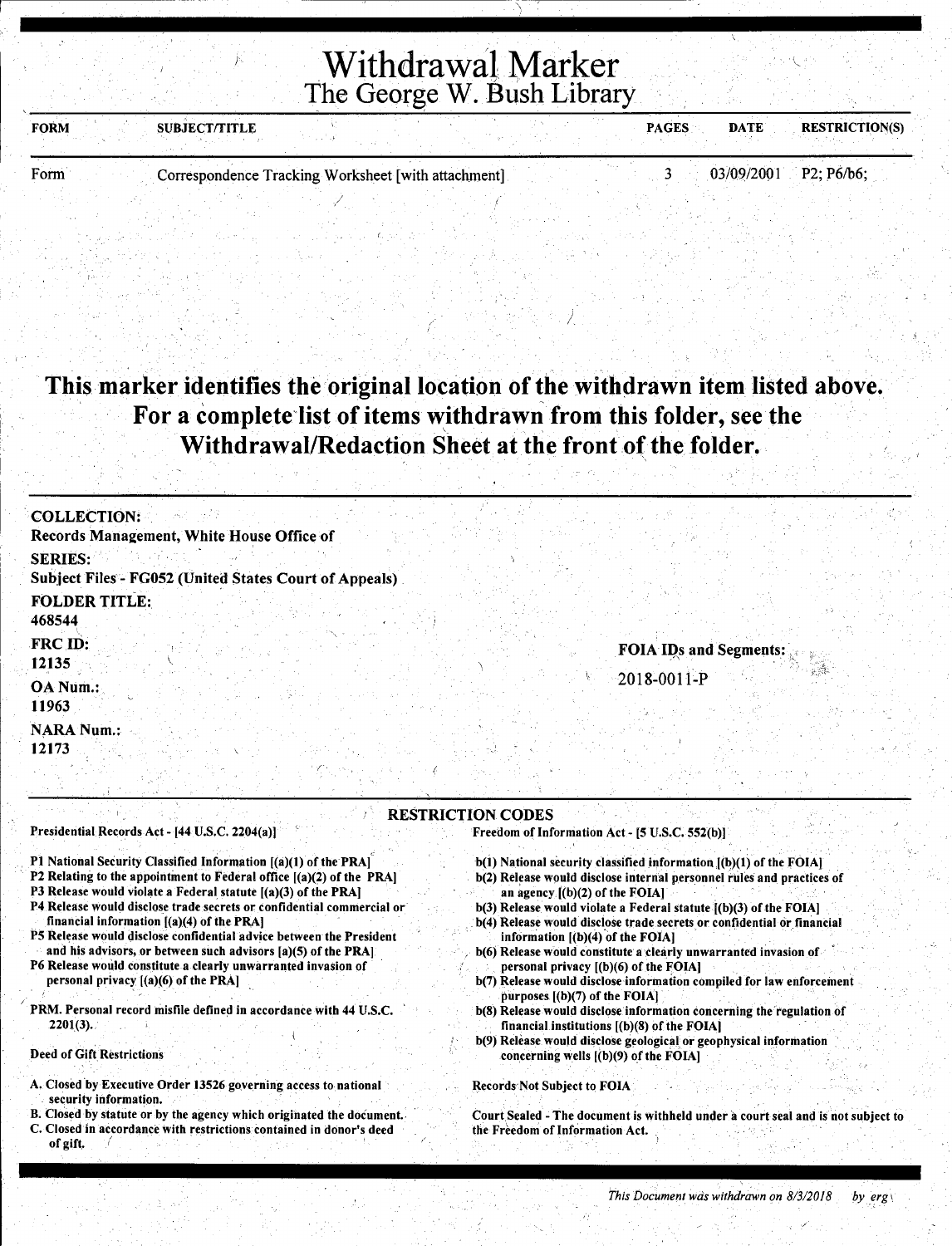# Withdrawal Marker
## The George W. Bush Library

| FORM | SUBJECT/TITLE | PAGES | DATE | RESTRICTION(S) |
|---|---|---|---|---|
| Form | Correspondence Tracking Worksheet [with attachment] | 3 | 03/09/2001 | P2; P6/b6; |

**This marker identifies the original location of the withdrawn item listed above. For a complete list of items withdrawn from this folder, see the Withdrawal/Redaction Sheet at the front of the folder.**

**COLLECTION:**
Records Management, White House Office of

**SERIES:**
Subject Files - FG052 (United States Court of Appeals)

**FOLDER TITLE:**
468544

**FRC ID:**
12135

**OA Num.:**
11963

**NARA Num.:**
12173

**FOIA IDs and Segments:**
2018-0011-P

**RESTRICTION CODES**

Presidential Records Act - [44 U.S.C. 2204(a)]

P1 National Security Classified Information [(a)(1) of the PRA]
P2 Relating to the appointment to Federal office [(a)(2) of the PRA]
P3 Release would violate a Federal statute [(a)(3) of the PRA]
P4 Release would disclose trade secrets or confidential commercial or financial information [(a)(4) of the PRA]
P5 Release would disclose confidential advice between the President and his advisors, or between such advisors [a)(5) of the PRA]
P6 Release would constitute a clearly unwarranted invasion of personal privacy [(a)(6) of the PRA]

PRM. Personal record misfile defined in accordance with 44 U.S.C. 2201(3).

Deed of Gift Restrictions

A. Closed by Executive Order 13526 governing access to national security information.
B. Closed by statute or by the agency which originated the document.
C. Closed in accordance with restrictions contained in donor's deed of gift.

Freedom of Information Act - [5 U.S.C. 552(b)]

b(1) National security classified information [(b)(1) of the FOIA]
b(2) Release would disclose internal personnel rules and practices of an agency [(b)(2) of the FOIA]
b(3) Release would violate a Federal statute [(b)(3) of the FOIA]
b(4) Release would disclose trade secrets or confidential or financial information [(b)(4) of the FOIA]
b(6) Release would constitute a clearly unwarranted invasion of personal privacy [(b)(6) of the FOIA]
b(7) Release would disclose information compiled for law enforcement purposes [(b)(7) of the FOIA]
b(8) Release would disclose information concerning the regulation of financial institutions [(b)(8) of the FOIA]
b(9) Release would disclose geological or geophysical information concerning wells [(b)(9) of the FOIA]

Records Not Subject to FOIA

Court Sealed - The document is withheld under a court seal and is not subject to the Freedom of Information Act.

*This Document was withdrawn on 8/3/2018 by erg*